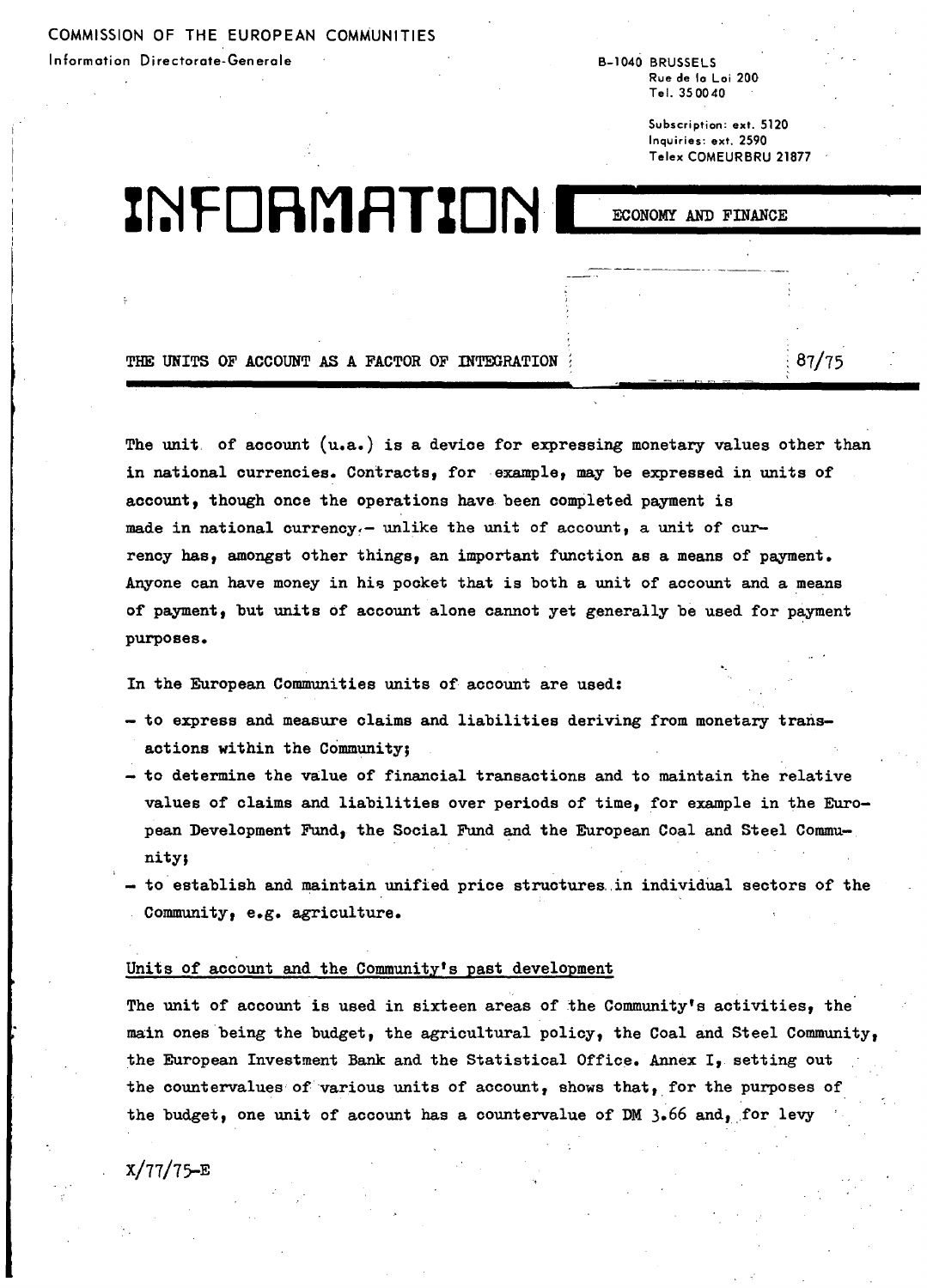COMMISSION OF THE EUROPEAN COMMUNITIES

Information Directorate-Generale

B-1040 BRUSSELS
Rue de la Loi 200
Tel. 35 00 40

Subscription: ext. 5120
Inquiries: ext. 2590
Telex COMEURBRU 21877

# INFORMATION

ECONOMY AND FINANCE

## THE UNITS OF ACCOUNT AS A FACTOR OF INTEGRATION

87/75

The unit of account (u.a.) is a device for expressing monetary values other than in national currencies. Contracts, for example, may be expressed in units of account, though once the operations have been completed payment is made in national currency.- unlike the unit of account, a unit of currency has, amongst other things, an important function as a means of payment. Anyone can have money in his pocket that is both a unit of account and a means of payment, but units of account alone cannot yet generally be used for payment purposes.

In the European Communities units of account are used:

- to express and measure claims and liabilities deriving from monetary transactions within the Community;
- to determine the value of financial transactions and to maintain the relative values of claims and liabilities over periods of time, for example in the European Development Fund, the Social Fund and the European Coal and Steel Community;
- to establish and maintain unified price structures in individual sectors of the Community, e.g. agriculture.

### Units of account and the Community's past development

The unit of account is used in sixteen areas of the Community's activities, the main ones being the budget, the agricultural policy, the Coal and Steel Community, the European Investment Bank and the Statistical Office. Annex I, setting out the countervalues of various units of account, shows that, for the purposes of the budget, one unit of account has a countervalue of DM 3.66 and, for levy

X/77/75-E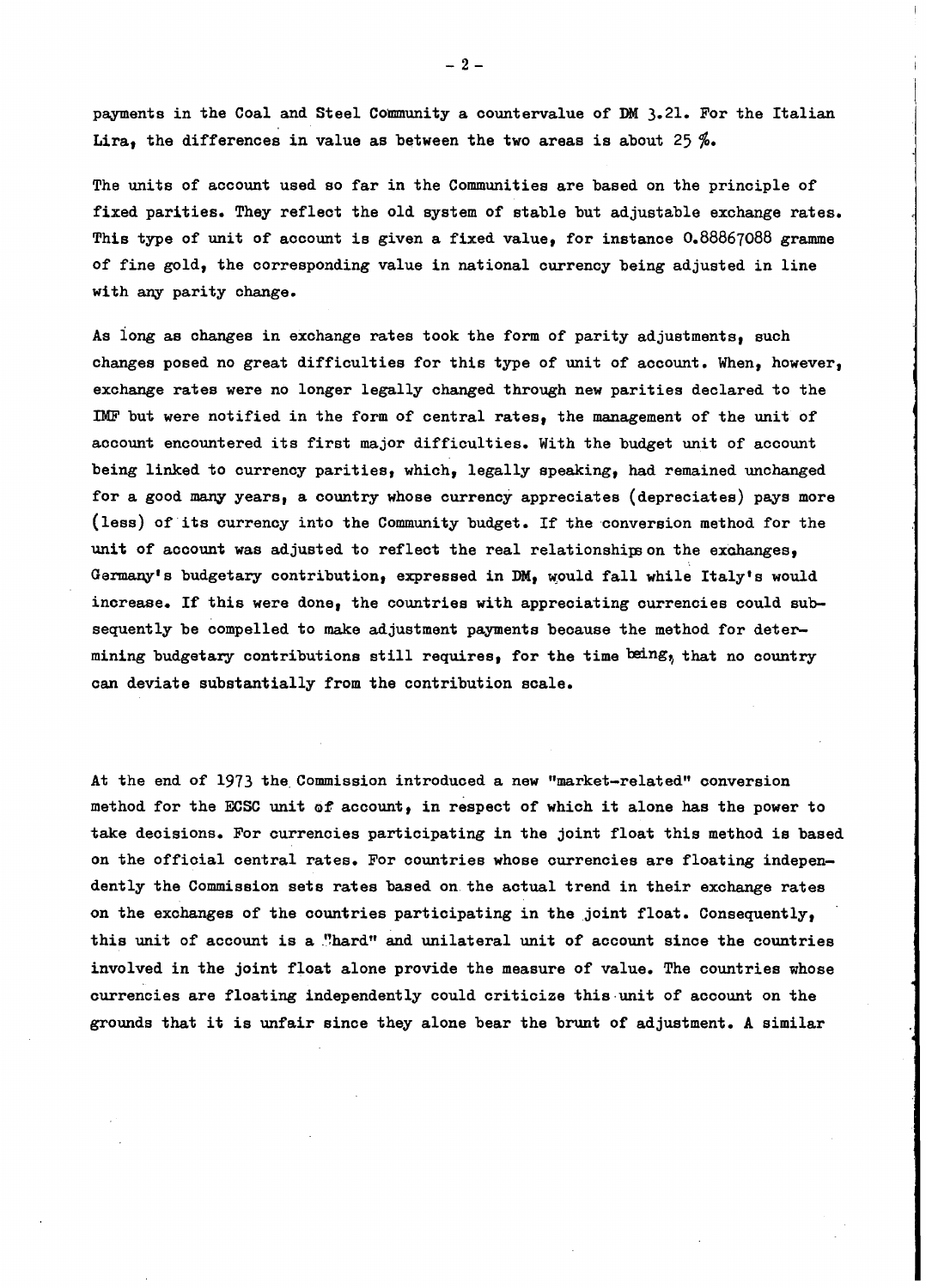payments in the Coal and Steel Community a countervalue of DM 3.21. For the Italian Lira, the differences in value as between the two areas is about 25 %.

The units of account used so far in the Communities are based on the principle of fixed parities. They reflect the old system of stable but adjustable exchange rates. This type of unit of account is given a fixed value, for instance 0.88867088 gramme of fine gold, the corresponding value in national currency being adjusted in line with any parity change.

As long as changes in exchange rates took the form of parity adjustments, such changes posed no great difficulties for this type of unit of account. When, however, exchange rates were no longer legally changed through new parities declared to the IMF but were notified in the form of central rates, the management of the unit of account encountered its first major difficulties. With the budget unit of account being linked to currency parities, which, legally speaking, had remained unchanged for a good many years, a country whose currency appreciates (depreciates) pays more (less) of its currency into the Community budget. If the conversion method for the unit of account was adjusted to reflect the real relationships on the exchanges, Germany's budgetary contribution, expressed in DM, would fall while Italy's would increase. If this were done, the countries with appreciating currencies could subsequently be compelled to make adjustment payments because the method for determining budgetary contributions still requires, for the time being, that no country can deviate substantially from the contribution scale.

At the end of 1973 the Commission introduced a new "market-related" conversion method for the ECSC unit of account, in respect of which it alone has the power to take decisions. For currencies participating in the joint float this method is based on the official central rates. For countries whose currencies are floating independently the Commission sets rates based on the actual trend in their exchange rates on the exchanges of the countries participating in the joint float. Consequently, this unit of account is a "hard" and unilateral unit of account since the countries involved in the joint float alone provide the measure of value. The countries whose currencies are floating independently could criticize this unit of account on the grounds that it is unfair since they alone bear the brunt of adjustment. A similar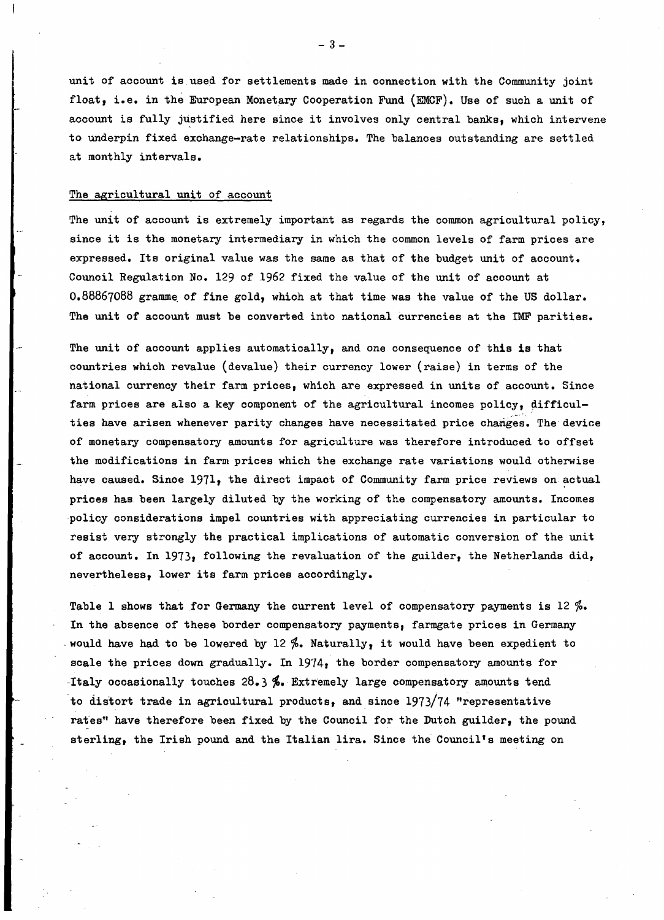unit of account is used for settlements made in connection with the Community joint float, i.e. in the European Monetary Cooperation Fund (EMCF). Use of such a unit of account is fully justified here since it involves only central banks, which intervene to underpin fixed exchange-rate relationships. The balances outstanding are settled at monthly intervals.

## The agricultural unit of account

The unit of account is extremely important as regards the common agricultural policy, since it is the monetary intermediary in which the common levels of farm prices are expressed. Its original value was the same as that of the budget unit of account. Council Regulation No. 129 of 1962 fixed the value of the unit of account at 0.88867088 gramme of fine gold, which at that time was the value of the US dollar. The unit of account must be converted into national currencies at the IMF parities.

The unit of account applies automatically, and one consequence of this is that countries which revalue (devalue) their currency lower (raise) in terms of the national currency their farm prices, which are expressed in units of account. Since farm prices are also a key component of the agricultural incomes policy, difficulties have arisen whenever parity changes have necessitated price changes. The device of monetary compensatory amounts for agriculture was therefore introduced to offset the modifications in farm prices which the exchange rate variations would otherwise have caused. Since 1971, the direct impact of Community farm price reviews on actual prices has been largely diluted by the working of the compensatory amounts. Incomes policy considerations impel countries with appreciating currencies in particular to resist very strongly the practical implications of automatic conversion of the unit of account. In 1973, following the revaluation of the guilder, the Netherlands did, nevertheless, lower its farm prices accordingly.

Table 1 shows that for Germany the current level of compensatory payments is 12 %. In the absence of these border compensatory payments, farmgate prices in Germany would have had to be lowered by 12 %. Naturally, it would have been expedient to scale the prices down gradually. In 1974, the border compensatory amounts for Italy occasionally touches 28.3 %. Extremely large compensatory amounts tend to distort trade in agricultural products, and since 1973/74 "representative rates" have therefore been fixed by the Council for the Dutch guilder, the pound sterling, the Irish pound and the Italian lira. Since the Council's meeting on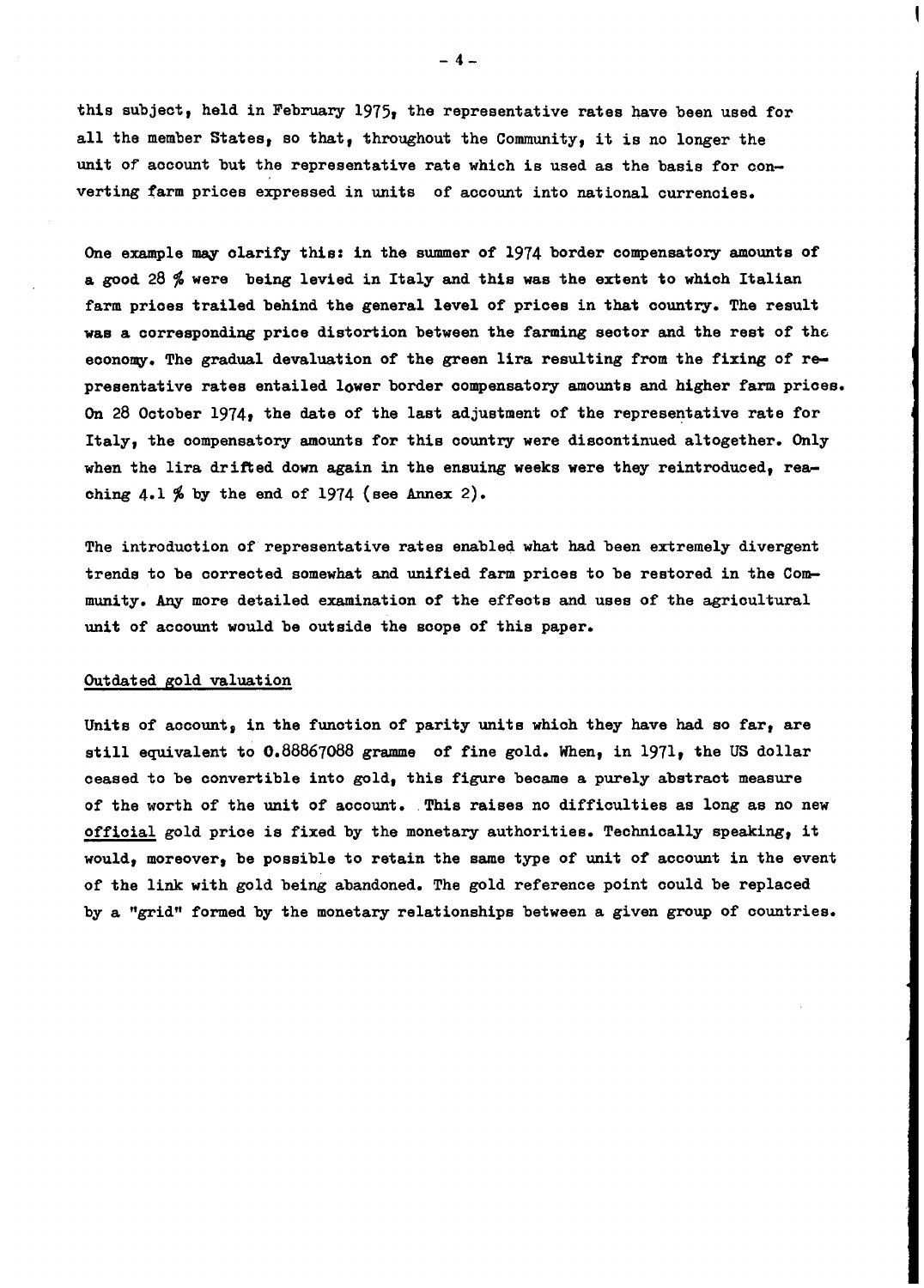this subject, held in February 1975, the representative rates have been used for all the member States, so that, throughout the Community, it is no longer the unit of account but the representative rate which is used as the basis for converting farm prices expressed in units of account into national currencies.

One example may clarify this: in the summer of 1974 border compensatory amounts of a good 28 % were being levied in Italy and this was the extent to which Italian farm prices trailed behind the general level of prices in that country. The result was a corresponding price distortion between the farming sector and the rest of the economy. The gradual devaluation of the green lira resulting from the fixing of representative rates entailed lower border compensatory amounts and higher farm prices. On 28 October 1974, the date of the last adjustment of the representative rate for Italy, the compensatory amounts for this country were discontinued altogether. Only when the lira drifted down again in the ensuing weeks were they reintroduced, reaching 4.1 % by the end of 1974 (see Annex 2).

The introduction of representative rates enabled what had been extremely divergent trends to be corrected somewhat and unified farm prices to be restored in the Community. Any more detailed examination of the effects and uses of the agricultural unit of account would be outside the scope of this paper.

<u>Outdated gold valuation</u>

Units of account, in the function of parity units which they have had so far, are still equivalent to 0.88867088 gramme of fine gold. When, in 1971, the US dollar ceased to be convertible into gold, this figure became a purely abstract measure of the worth of the unit of account. This raises no difficulties as long as no new <u>official</u> gold price is fixed by the monetary authorities. Technically speaking, it would, moreover, be possible to retain the same type of unit of account in the event of the link with gold being abandoned. The gold reference point could be replaced by a "grid" formed by the monetary relationships between a given group of countries.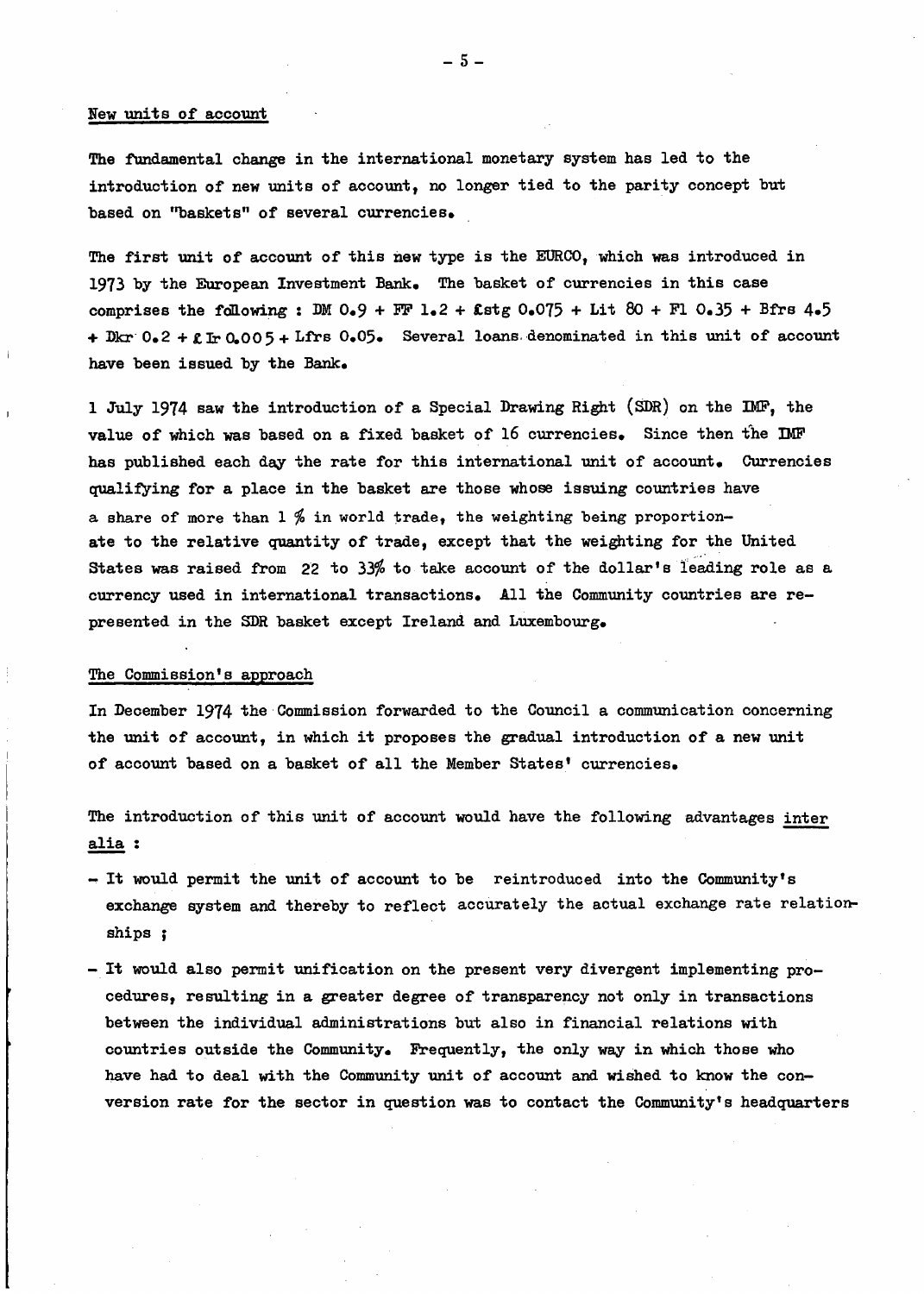## New units of account

The fundamental change in the international monetary system has led to the introduction of new units of account, no longer tied to the parity concept but based on "baskets" of several currencies.

The first unit of account of this new type is the EURCO, which was introduced in 1973 by the European Investment Bank. The basket of currencies in this case comprises the following : DM 0.9 + FF 1.2 + £stg 0.075 + Lit 80 + Fl 0.35 + Bfrs 4.5 + Dkr 0.2 + £ Ir 0.005 + Lfrs 0.05. Several loans denominated in this unit of account have been issued by the Bank.

1 July 1974 saw the introduction of a Special Drawing Right (SDR) on the IMF, the value of which was based on a fixed basket of 16 currencies. Since then the IMF has published each day the rate for this international unit of account. Currencies qualifying for a place in the basket are those whose issuing countries have a share of more than 1 % in world trade, the weighting being proportionate to the relative quantity of trade, except that the weighting for the United States was raised from 22 to 33% to take account of the dollar's leading role as a currency used in international transactions. All the Community countries are represented in the SDR basket except Ireland and Luxembourg.

## The Commission's approach

In December 1974 the Commission forwarded to the Council a communication concerning the unit of account, in which it proposes the gradual introduction of a new unit of account based on a basket of all the Member States' currencies.

The introduction of this unit of account would have the following advantages *inter alia* :

- It would permit the unit of account to be reintroduced into the Community's exchange system and thereby to reflect accurately the actual exchange rate relationships ;
- It would also permit unification on the present very divergent implementing procedures, resulting in a greater degree of transparency not only in transactions between the individual administrations but also in financial relations with countries outside the Community. Frequently, the only way in which those who have had to deal with the Community unit of account and wished to know the conversion rate for the sector in question was to contact the Community's headquarters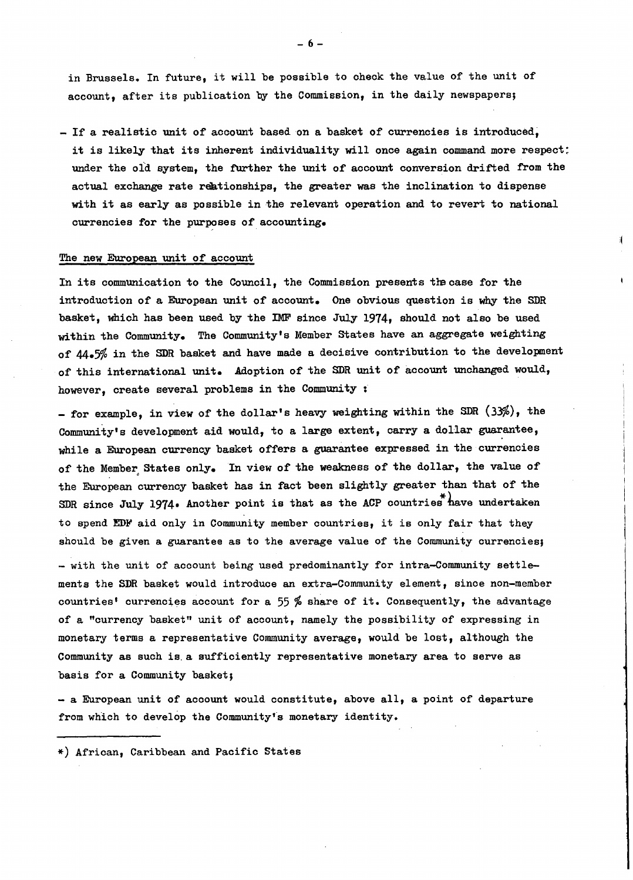in Brussels. In future, it will be possible to check the value of the unit of account, after its publication by the Commission, in the daily newspapers;

- If a realistic unit of account based on a basket of currencies is introduced, it is likely that its inherent individuality will once again command more respect: under the old system, the further the unit of account conversion drifted from the actual exchange rate relationships, the greater was the inclination to dispense with it as early as possible in the relevant operation and to revert to national currencies for the purposes of accounting.

## The new European unit of account

In its communication to the Council, the Commission presents the case for the introduction of a European unit of account. One obvious question is why the SDR basket, which has been used by the IMF since July 1974, should not also be used within the Community. The Community's Member States have an aggregate weighting of 44.5% in the SDR basket and have made a decisive contribution to the development of this international unit. Adoption of the SDR unit of account unchanged would, however, create several problems in the Community :

- for example, in view of the dollar's heavy weighting within the SDR (33%), the Community's development aid would, to a large extent, carry a dollar guarantee, while a European currency basket offers a guarantee expressed in the currencies of the Member States only. In view of the weakness of the dollar, the value of the European currency basket has in fact been slightly greater than that of the SDR since July 1974. Another point is that as the ACP countries*) have undertaken to spend EDF aid only in Community member countries, it is only fair that they should be given a guarantee as to the average value of the Community currencies;

- with the unit of account being used predominantly for intra-Community settlements the SDR basket would introduce an extra-Community element, since non-member countries' currencies account for a 55 % share of it. Consequently, the advantage of a "currency basket" unit of account, namely the possibility of expressing in monetary terms a representative Community average, would be lost, although the Community as such is a sufficiently representative monetary area to serve as basis for a Community basket;

- a European unit of account would constitute, above all, a point of departure from which to develop the Community's monetary identity.

---

*) African, Caribbean and Pacific States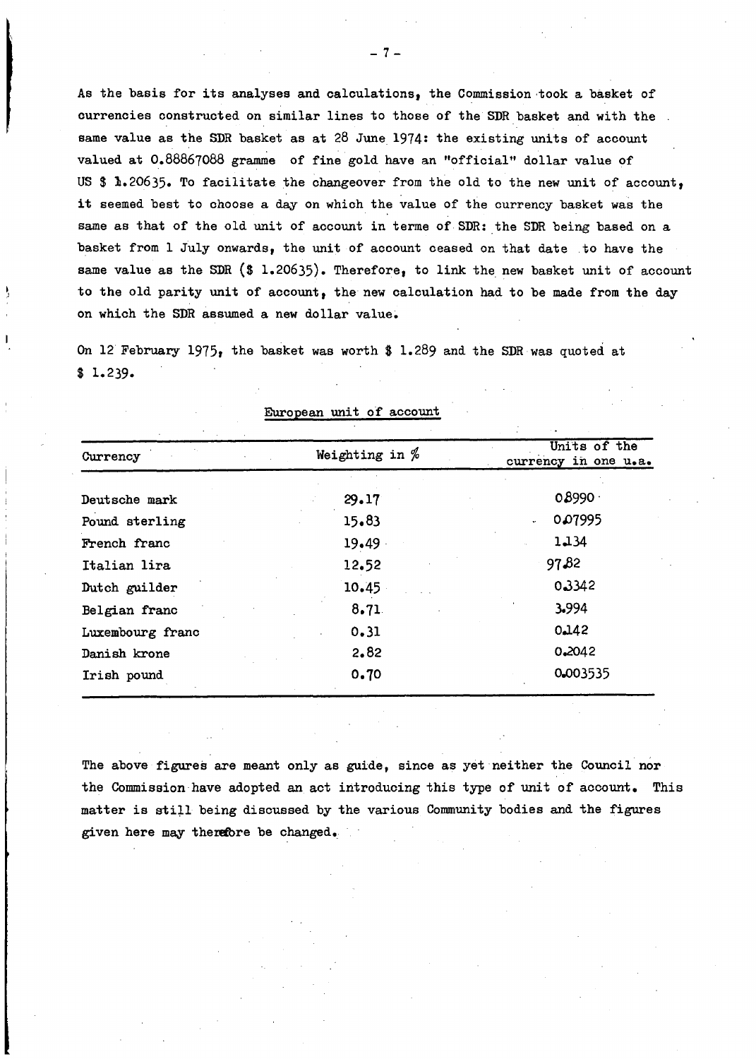As the basis for its analyses and calculations, the Commission took a basket of currencies constructed on similar lines to those of the SDR basket and with the same value as the SDR basket as at 28 June 1974: the existing units of account valued at 0.88867088 gramme of fine gold have an "official" dollar value of US $ 1.20635. To facilitate the changeover from the old to the new unit of account, it seemed best to choose a day on which the value of the currency basket was the same as that of the old unit of account in terms of SDR: the SDR being based on a basket from 1 July onwards, the unit of account ceased on that date to have the same value as the SDR ($ 1.20635). Therefore, to link the new basket unit of account to the old parity unit of account, the new calculation had to be made from the day on which the SDR assumed a new dollar value.

On 12 February 1975, the basket was worth $ 1.289 and the SDR was quoted at $ 1.239.

European unit of account

| Currency | Weighting in % | Units of the currency in one u.a. |
|---|---|---|
| Deutsche mark | 29.17 | 0.8990 |
| Pound sterling | 15.83 | 0.07995 |
| French franc | 19.49 | 1.134 |
| Italian lira | 12.52 | 97.82 |
| Dutch guilder | 10.45 | 0.3342 |
| Belgian franc | 8.71 | 3.994 |
| Luxembourg franc | 0.31 | 0.142 |
| Danish krone | 2.82 | 0.2042 |
| Irish pound | 0.70 | 0.003535 |

The above figures are meant only as guide, since as yet neither the Council nor the Commission have adopted an act introducing this type of unit of account. This matter is still being discussed by the various Community bodies and the figures given here may therefore be changed.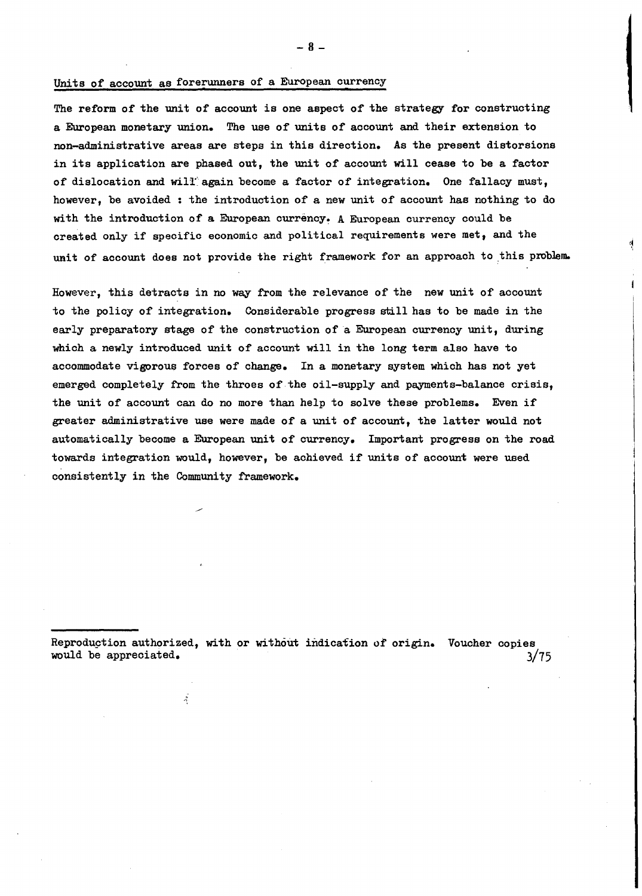## Units of account as forerunners of a European currency

The reform of the unit of account is one aspect of the strategy for constructing a European monetary union. The use of units of account and their extension to non-administrative areas are steps in this direction. As the present distorsions in its application are phased out, the unit of account will cease to be a factor of dislocation and will again become a factor of integration. One fallacy must, however, be avoided : the introduction of a new unit of account has nothing to do with the introduction of a European currency. A European currency could be created only if specific economic and political requirements were met, and the unit of account does not provide the right framework for an approach to this problem.

However, this detracts in no way from the relevance of the new unit of account to the policy of integration. Considerable progress still has to be made in the early preparatory stage of the construction of a European currency unit, during which a newly introduced unit of account will in the long term also have to accommodate vigorous forces of change. In a monetary system which has not yet emerged completely from the throes of the oil-supply and payments-balance crisis, the unit of account can do no more than help to solve these problems. Even if greater administrative use were made of a unit of account, the latter would not automatically become a European unit of currency. Important progress on the road towards integration would, however, be achieved if units of account were used consistently in the Community framework.

---

Reproduction authorized, with or without indication of origin. Voucher copies would be appreciated. 3/75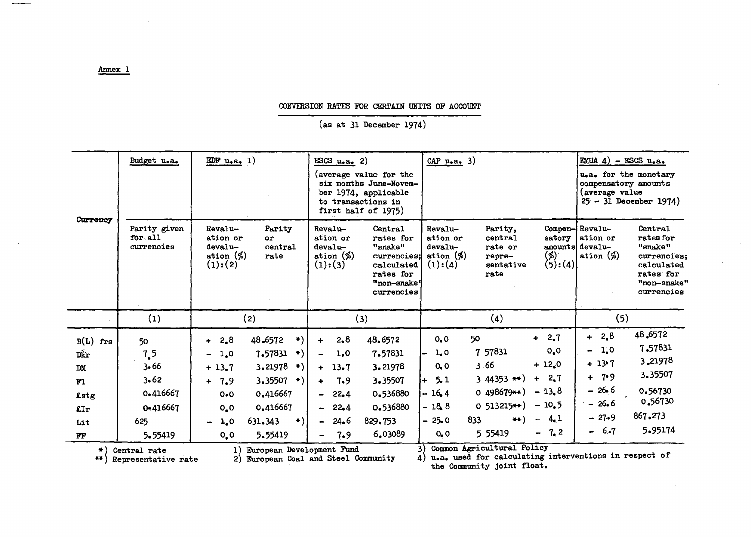Annex 1

## CONVERSION RATES FOR CERTAIN UNITS OF ACCOUNT

(as at 31 December 1974)

| Currency | Budget u.a. | EDF u.a. 1) | | ESCS u.a. 2) (average value for the six months June-November 1974, applicable to transactions in first half of 1975) | | CAP u.a. 3) | | | EMUA 4) – ESCS u.a. u.a. for the monetary compensatory amounts (average value 25 – 31 December 1974) | |
|---|---|---|---|---|---|---|---|---|---|---|
| | Parity given for all currencies | Revaluation or devaluation (%) (1):(2) | Parity or central rate | Revaluation or devaluation (%) (1):(3) | Central rates for "snake" currencies; calculated rates for "non-snake" currencies | Revaluation or devaluation (%) (1):(4) | Parity, central rate or representative rate | Compensatory amounts (%) (5):(4) | Revaluation or devaluation (%) | Central rates for "snake" currencies; calculated rates for "non-snake" currencies |
| | (1) | (2) | | (3) | | (4) | | | (5) | |
| B(L) frs | 50 | + 2.8 | 48.6572 *) | + 2.8 | 48.6572 | 0.0 | 50 | + 2.7 | + 2.8 | 48.6572 |
| Dkr | 7.5 | – 1.0 | 7.57831 *) | – 1.0 | 7.57831 | – 1.0 | 7 57831 | 0.0 | – 1.0 | 7.57831 |
| DM | 3.66 | + 13.7 | 3.21978 *) | + 13.7 | 3.21978 | 0.0 | 3.66 | + 12.0 | + 13.7 | 3.21978 |
| Fl | 3.62 | + 7.9 | 3.35507 *) | + 7.9 | 3.35507 | + 5.1 | 3 44353 **) | + 2.7 | + 7.9 | 3.35507 |
| £stg | 0.416667 | 0.0 | 0.416667 | – 22.4 | 0.536880 | – 16.4 | 0 498679**) | – 13.8 | – 26.6 | 0.56730 |
| £Ir | 0.416667 | 0.0 | 0.416667 | – 22.4 | 0.536880 | – 18.8 | 0 513215**) | – 10.5 | – 26.6 | 0.56730 |
| Lit | 625 | – 1.0 | 631.343 *) | – 24.6 | 829.753 | – 25.0 | 833 **) | – 4.1 | – 27.9 | 867.273 |
| FF | 5.55419 | 0.0 | 5.55419 | – 7.9 | 6.03089 | 0.0 | 5 55419 | – 7.2 | – 6.7 | 5.95174 |

*) Central rate
**) Representative rate

1) European Development Fund
2) European Coal and Steel Community
3) Common Agricultural Policy
4) u.a. used for calculating interventions in respect of the Community joint float.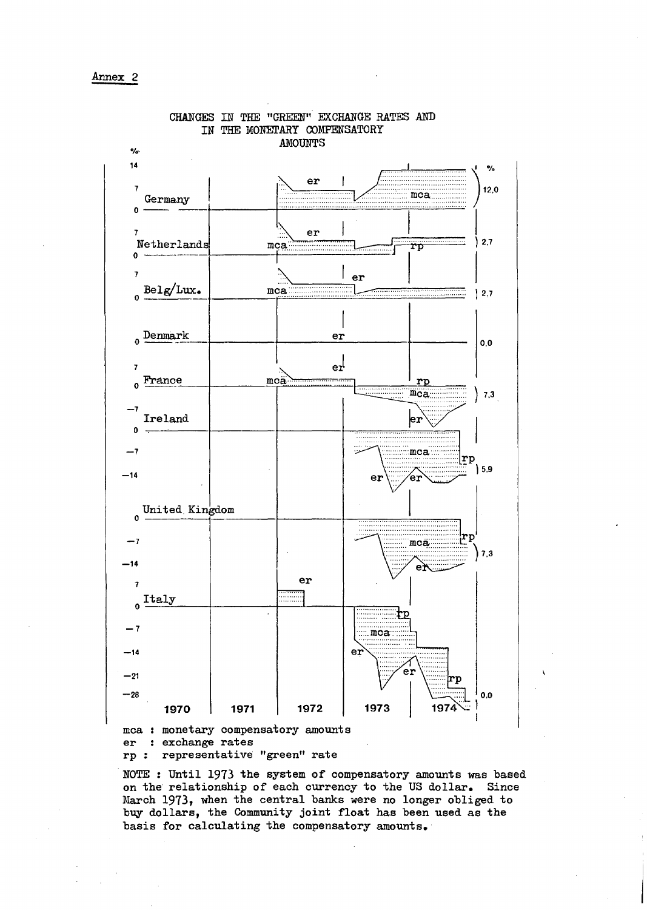Annex 2

CHANGES IN THE "GREEN" EXCHANGE RATES AND IN THE MONETARY COMPENSATORY AMOUNTS

%

14
7
Germany
0
er
mca
12,0

7
Netherlands
0
er
mca
rp
2,7

7
Belg/Lux.
0
er
mca
2,7

Denmark
0
er
0,0

7
France
0
-7
er
mca
rp
mca
7,3

Ireland
0
-7
-14
er
mca
rp
er
er
5,9

United Kingdom
0
-7
-14
mca
rp
er
7,3

7
Italy
0
-7
-14
-21
-28
er
rp
mca
er
er
rp
0,0

1970 1971 1972 1973 1974

mca : monetary compensatory amounts
er : exchange rates
rp : representative "green" rate

NOTE : Until 1973 the system of compensatory amounts was based on the relationship of each currency to the US dollar. Since March 1973, when the central banks were no longer obliged to buy dollars, the Community joint float has been used as the basis for calculating the compensatory amounts.